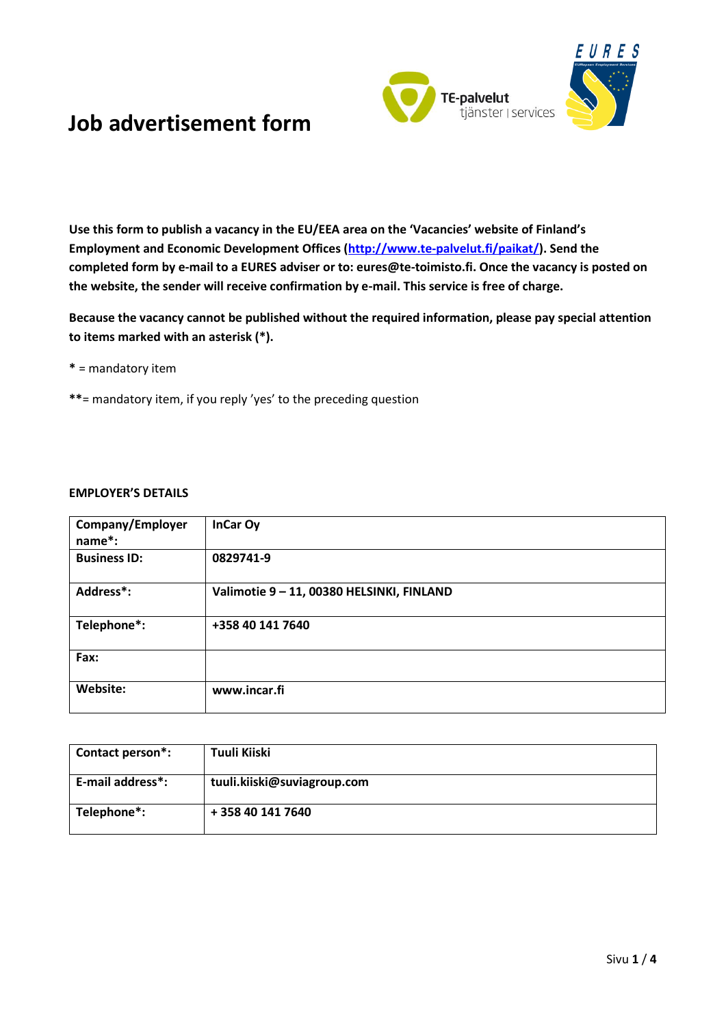# Job advertisement form

**Use this form to publish a vacancy in the EU/EEA area on the 'Vacancies' website of Finland's Employment and Economic Development Offices ([http://www.te-palvelut.fi/paikat/](http://www.te-palvelut.fi/paikat/)). Send the completed form by e-mail to a EURES adviser or to: eures@te-toimisto.fi. Once the vacancy is posted on the website, the sender will receive confirmation by e-mail. This service is free of charge.**

**Because the vacancy cannot be published without the required information, please pay special attention to items marked with an asterisk (*).**

**\*** = mandatory item

**\*\***= mandatory item, if you reply 'yes' to the preceding question

**EMPLOYER'S DETAILS**

| | |
|---|---|
| **Company/Employer name*:** | **InCar Oy** |
| **Business ID:** | **0829741-9** |
| **Address*:** | **Valimotie 9 – 11, 00380 HELSINKI, FINLAND** |
| **Telephone*:** | **+358 40 141 7640** |
| **Fax:** | |
| **Website:** | **www.incar.fi** |

| | |
|---|---|
| **Contact person*:** | **Tuuli Kiiski** |
| **E-mail address*:** | **tuuli.kiiski@suviagroup.com** |
| **Telephone*:** | **+ 358 40 141 7640** |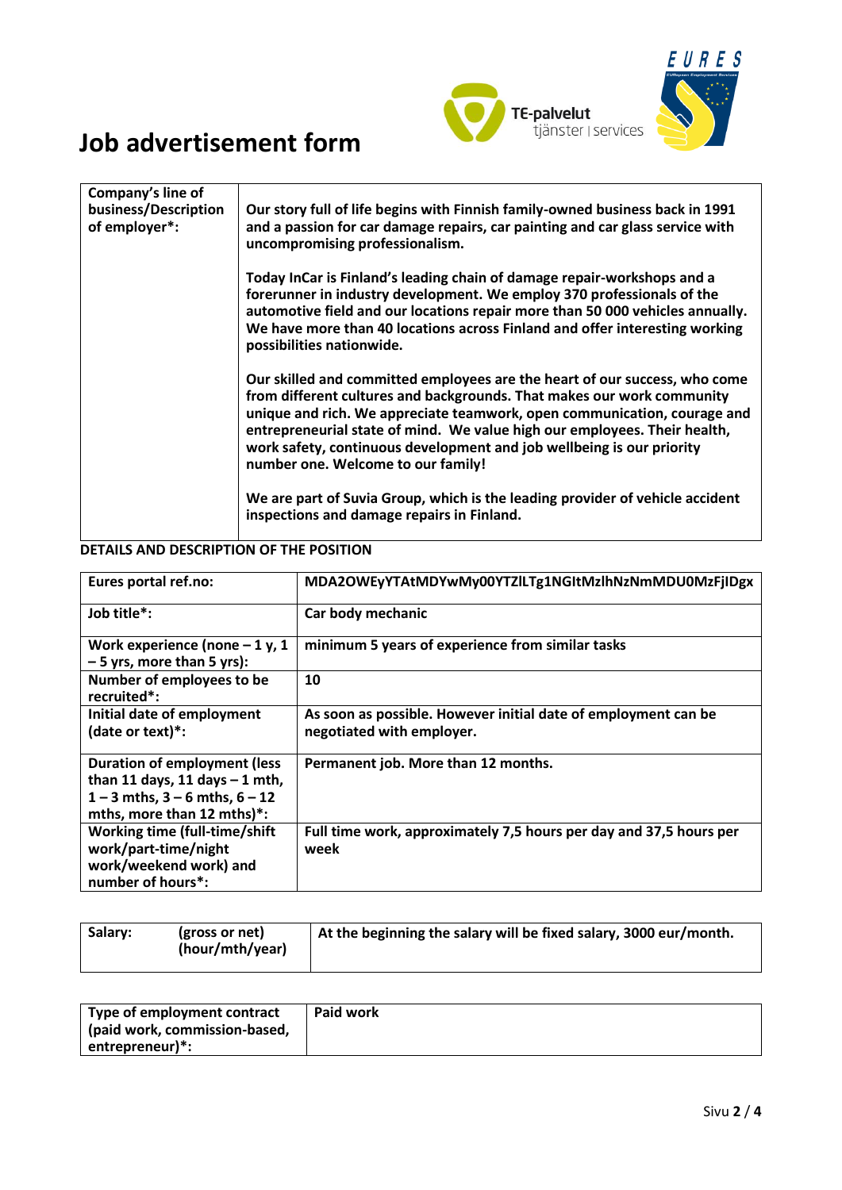# Job advertisement form

| Company's line of business/Description of employer*: | Our story full of life begins with Finnish family-owned business back in 1991 and a passion for car damage repairs, car painting and car glass service with uncompromising professionalism.<br><br>Today InCar is Finland's leading chain of damage repair-workshops and a forerunner in industry development. We employ 370 professionals of the automotive field and our locations repair more than 50 000 vehicles annually. We have more than 40 locations across Finland and offer interesting working possibilities nationwide.<br><br>Our skilled and committed employees are the heart of our success, who come from different cultures and backgrounds. That makes our work community unique and rich. We appreciate teamwork, open communication, courage and entrepreneurial state of mind. We value high our employees. Their health, work safety, continuous development and job wellbeing is our priority number one. Welcome to our family!<br><br>We are part of Suvia Group, which is the leading provider of vehicle accident inspections and damage repairs in Finland. |
|---|---|

**DETAILS AND DESCRIPTION OF THE POSITION**

| Eures portal ref.no: | MDA2OWEyYTAtMDYwMy00YTZlLTg1NGItMzlhNzNmMDU0MzFjIDgx |
|---|---|
| Job title*: | Car body mechanic |
| Work experience (none – 1 y, 1 – 5 yrs, more than 5 yrs): | minimum 5 years of experience from similar tasks |
| Number of employees to be recruited*: | 10 |
| Initial date of employment (date or text)*: | As soon as possible. However initial date of employment can be negotiated with employer. |
| Duration of employment (less than 11 days, 11 days – 1 mth, 1 – 3 mths, 3 – 6 mths, 6 – 12 mths, more than 12 mths)*: | Permanent job. More than 12 months. |
| Working time (full-time/shift work/part-time/night work/weekend work) and number of hours*: | Full time work, approximately 7,5 hours per day and 37,5 hours per week |

| Salary: | (gross or net) (hour/mth/year) | At the beginning the salary will be fixed salary, 3000 eur/month. |
|---|---|---|

| Type of employment contract (paid work, commission-based, entrepreneur)*: | Paid work |
|---|---|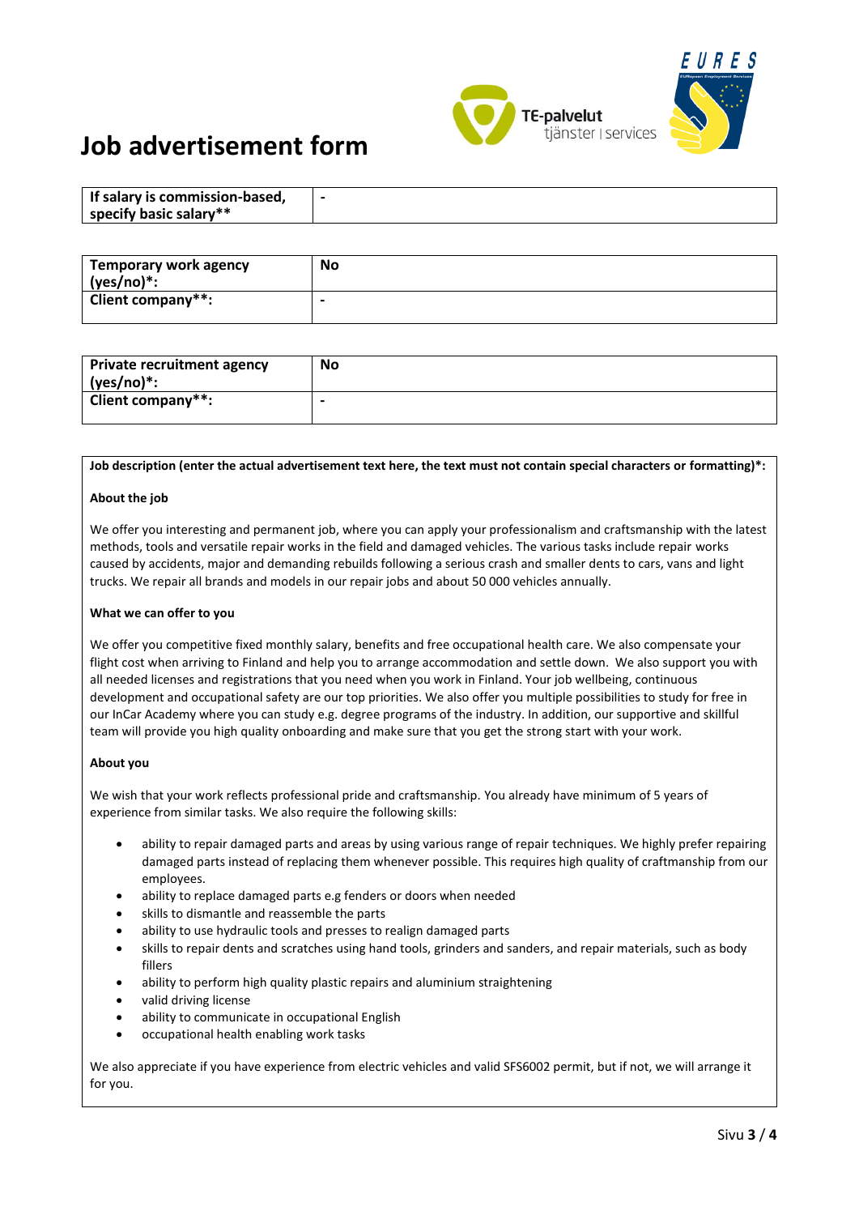# Job advertisement form

| If salary is commission-based, specify basic salary** | - |
|---|---|

| Temporary work agency (yes/no)*: | No |
|---|---|
| Client company**: | - |

| Private recruitment agency (yes/no)*: | No |
|---|---|
| Client company**: | - |

**Job description (enter the actual advertisement text here, the text must not contain special characters or formatting)*:**

**About the job**

We offer you interesting and permanent job, where you can apply your professionalism and craftsmanship with the latest methods, tools and versatile repair works in the field and damaged vehicles. The various tasks include repair works caused by accidents, major and demanding rebuilds following a serious crash and smaller dents to cars, vans and light trucks. We repair all brands and models in our repair jobs and about 50 000 vehicles annually.

**What we can offer to you**

We offer you competitive fixed monthly salary, benefits and free occupational health care. We also compensate your flight cost when arriving to Finland and help you to arrange accommodation and settle down. We also support you with all needed licenses and registrations that you need when you work in Finland. Your job wellbeing, continuous development and occupational safety are our top priorities. We also offer you multiple possibilities to study for free in our InCar Academy where you can study e.g. degree programs of the industry. In addition, our supportive and skillful team will provide you high quality onboarding and make sure that you get the strong start with your work.

**About you**

We wish that your work reflects professional pride and craftsmanship. You already have minimum of 5 years of experience from similar tasks. We also require the following skills:

- ability to repair damaged parts and areas by using various range of repair techniques. We highly prefer repairing damaged parts instead of replacing them whenever possible. This requires high quality of craftmanship from our employees.
- ability to replace damaged parts e.g fenders or doors when needed
- skills to dismantle and reassemble the parts
- ability to use hydraulic tools and presses to realign damaged parts
- skills to repair dents and scratches using hand tools, grinders and sanders, and repair materials, such as body fillers
- ability to perform high quality plastic repairs and aluminium straightening
- valid driving license
- ability to communicate in occupational English
- occupational health enabling work tasks

We also appreciate if you have experience from electric vehicles and valid SFS6002 permit, but if not, we will arrange it for you.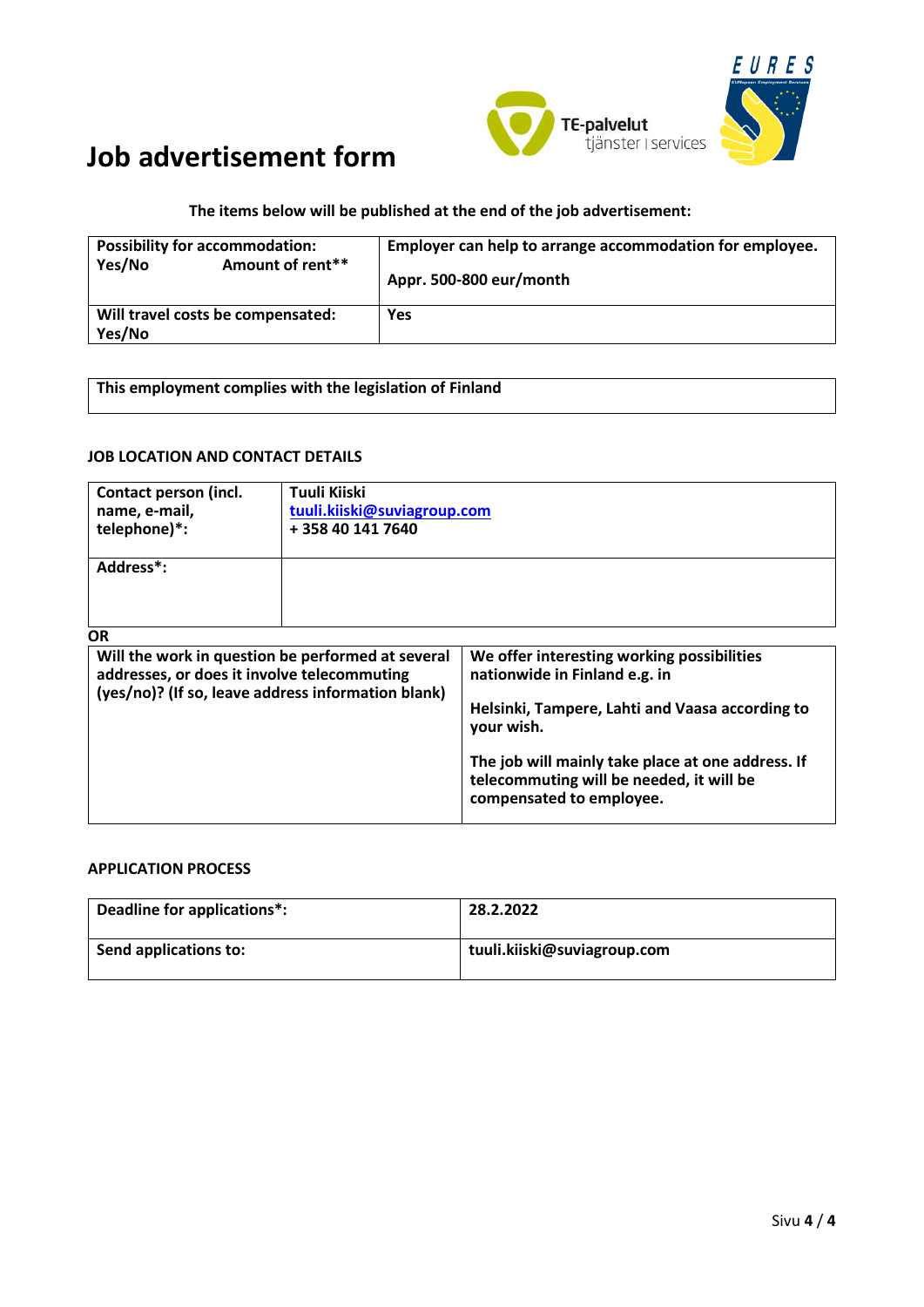# Job advertisement form

**The items below will be published at the end of the job advertisement:**

| | |
|---|---|
| **Possibility for accommodation: Yes/No Amount of rent**** | **Employer can help to arrange accommodation for employee.** <br> **Appr. 500-800 eur/month** |
| **Will travel costs be compensated: Yes/No** | **Yes** |

| |
|---|
| **This employment complies with the legislation of Finland** |

**JOB LOCATION AND CONTACT DETAILS**

| | |
|---|---|
| **Contact person (incl. name, e-mail, telephone)*:** | **Tuuli Kiiski** <br> **tuuli.kiiski@suviagroup.com** <br> **+ 358 40 141 7640** |
| **Address*:** | |

**OR**

| | |
|---|---|
| **Will the work in question be performed at several addresses, or does it involve telecommuting (yes/no)? (If so, leave address information blank)** | **We offer interesting working possibilities nationwide in Finland e.g. in** <br> **Helsinki, Tampere, Lahti and Vaasa according to your wish.** <br> **The job will mainly take place at one address. If telecommuting will be needed, it will be compensated to employee.** |

**APPLICATION PROCESS**

| | |
|---|---|
| **Deadline for applications*:** | **28.2.2022** |
| **Send applications to:** | **tuuli.kiiski@suviagroup.com** |